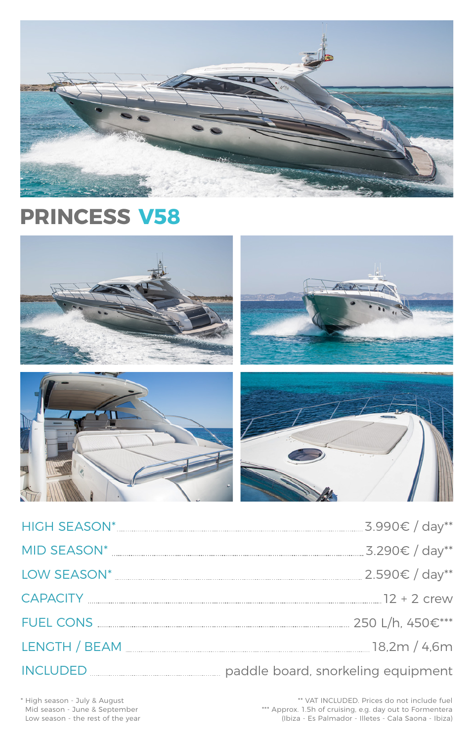# PRINCESS V58

| | |
|---|---|
| HIGH SEASON* | 3.990€ / day** |
| MID SEASON* | 3.290€ / day** |
| LOW SEASON* | 2.590€ / day** |
| CAPACITY | 12 + 2 crew |
| FUEL CONS | 250 L/h, 450€*** |
| LENGTH / BEAM | 18,2m / 4,6m |
| INCLUDED | paddle board, snorkeling equipment |

* High season - July & August
 Mid season - June & September
 Low season - the rest of the year

** VAT INCLUDED. Prices do not include fuel
*** Approx. 1.5h of cruising, e.g. day out to Formentera
(Ibiza - Es Palmador - Illetes - Cala Saona - Ibiza)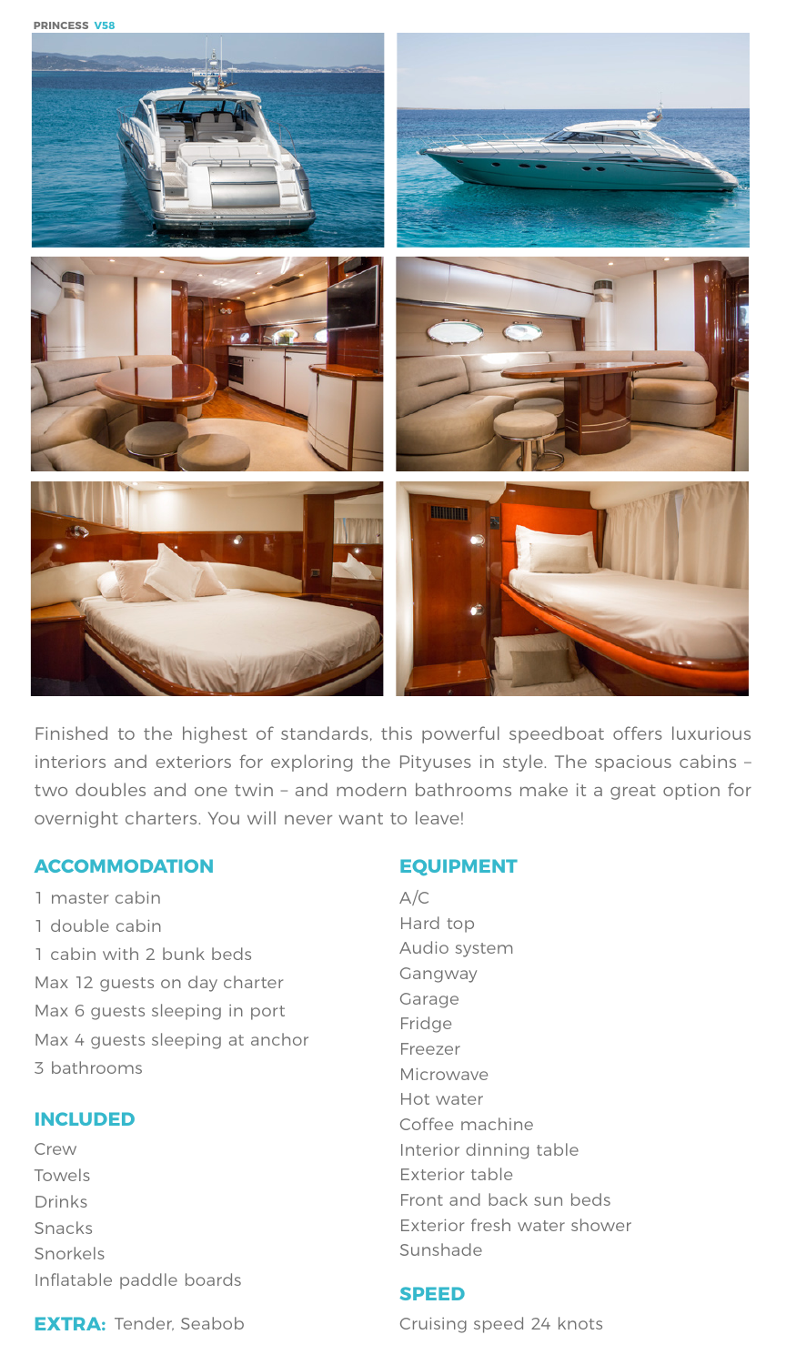PRINCESS V58

Finished to the highest of standards, this powerful speedboat offers luxurious interiors and exteriors for exploring the Pityuses in style. The spacious cabins – two doubles and one twin – and modern bathrooms make it a great option for overnight charters. You will never want to leave!

## ACCOMMODATION

1 master cabin
1 double cabin
1 cabin with 2 bunk beds
Max 12 guests on day charter
Max 6 guests sleeping in port
Max 4 guests sleeping at anchor
3 bathrooms

## INCLUDED

Crew
Towels
Drinks
Snacks
Snorkels
Inflatable paddle boards

**EXTRA:** Tender, Seabob

## EQUIPMENT

A/C
Hard top
Audio system
Gangway
Garage
Fridge
Freezer
Microwave
Hot water
Coffee machine
Interior dinning table
Exterior table
Front and back sun beds
Exterior fresh water shower
Sunshade

## SPEED

Cruising speed 24 knots